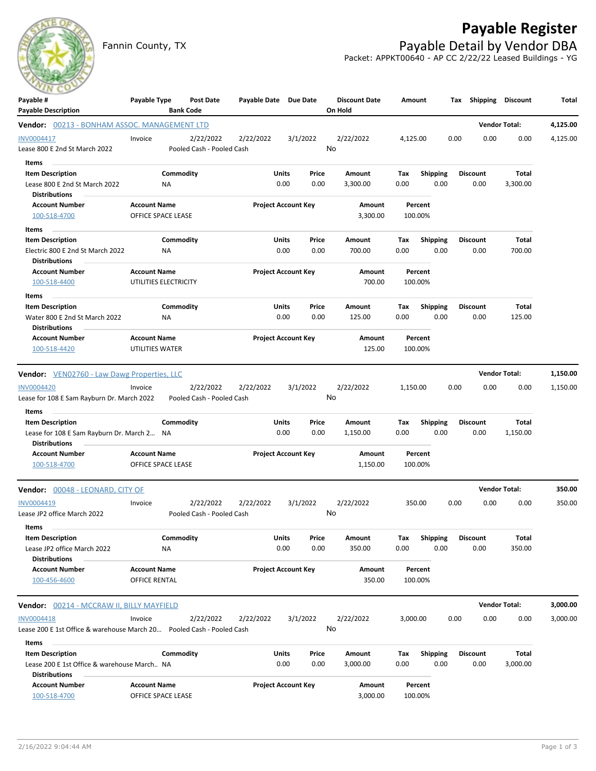# Payable Register

## Payable Detail by Vendor DBA

Fannin County, TX

Packet: APPKT00640 - AP CC 2/22/22 Leased Buildings - YG

| Payable # / Payable Description | Payable Type | Post Date / Bank Code | Payable Date | Due Date | Discount Date / On Hold | Amount | Tax | Shipping | Discount | Total |
|---|---|---|---|---|---|---|---|---|---|---|

### Vendor: 00213 - BONHAM ASSOC. MANAGEMENT LTD — Vendor Total: 4,125.00

| Payable # / Payable Description | Payable Type | Post Date / Bank Code | Payable Date | Due Date | Discount Date / On Hold | Amount | Tax | Shipping | Discount | Total |
|---|---|---|---|---|---|---|---|---|---|---|
| INV0004417 Lease 800 E 2nd St March 2022 | Invoice | 2/22/2022 Pooled Cash - Pooled Cash | 2/22/2022 | 3/1/2022 | 2/22/2022 No | 4,125.00 | 0.00 | 0.00 | 0.00 | 4,125.00 |

**Items**

| Item Description | Commodity | Units | Price | Amount | Tax | Shipping | Discount | Total |
|---|---|---|---|---|---|---|---|---|
| Lease 800 E 2nd St March 2022 | NA | 0.00 | 0.00 | 3,300.00 | 0.00 | 0.00 | 0.00 | 3,300.00 |

**Distributions**

| Account Number | Account Name | Project Account Key | Amount | Percent |
|---|---|---|---|---|
| 100-518-4700 | OFFICE SPACE LEASE | | 3,300.00 | 100.00% |

**Items**

| Item Description | Commodity | Units | Price | Amount | Tax | Shipping | Discount | Total |
|---|---|---|---|---|---|---|---|---|
| Electric 800 E 2nd St March 2022 | NA | 0.00 | 0.00 | 700.00 | 0.00 | 0.00 | 0.00 | 700.00 |

**Distributions**

| Account Number | Account Name | Project Account Key | Amount | Percent |
|---|---|---|---|---|
| 100-518-4400 | UTILITIES ELECTRICITY | | 700.00 | 100.00% |

**Items**

| Item Description | Commodity | Units | Price | Amount | Tax | Shipping | Discount | Total |
|---|---|---|---|---|---|---|---|---|
| Water 800 E 2nd St March 2022 | NA | 0.00 | 0.00 | 125.00 | 0.00 | 0.00 | 0.00 | 125.00 |

**Distributions**

| Account Number | Account Name | Project Account Key | Amount | Percent |
|---|---|---|---|---|
| 100-518-4420 | UTILITIES WATER | | 125.00 | 100.00% |

### Vendor: VEN02760 - Law Dawg Properties, LLC — Vendor Total: 1,150.00

| Payable # / Payable Description | Payable Type | Post Date / Bank Code | Payable Date | Due Date | Discount Date / On Hold | Amount | Tax | Shipping | Discount | Total |
|---|---|---|---|---|---|---|---|---|---|---|
| INV0004420 Lease for 108 E Sam Rayburn Dr. March 2022 | Invoice | 2/22/2022 Pooled Cash - Pooled Cash | 2/22/2022 | 3/1/2022 | 2/22/2022 No | 1,150.00 | 0.00 | 0.00 | 0.00 | 1,150.00 |

**Items**

| Item Description | Commodity | Units | Price | Amount | Tax | Shipping | Discount | Total |
|---|---|---|---|---|---|---|---|---|
| Lease for 108 E Sam Rayburn Dr. March 2... | NA | 0.00 | 0.00 | 1,150.00 | 0.00 | 0.00 | 0.00 | 1,150.00 |

**Distributions**

| Account Number | Account Name | Project Account Key | Amount | Percent |
|---|---|---|---|---|
| 100-518-4700 | OFFICE SPACE LEASE | | 1,150.00 | 100.00% |

### Vendor: 00048 - LEONARD, CITY OF — Vendor Total: 350.00

| Payable # / Payable Description | Payable Type | Post Date / Bank Code | Payable Date | Due Date | Discount Date / On Hold | Amount | Tax | Shipping | Discount | Total |
|---|---|---|---|---|---|---|---|---|---|---|
| INV0004419 Lease JP2 office March 2022 | Invoice | 2/22/2022 Pooled Cash - Pooled Cash | 2/22/2022 | 3/1/2022 | 2/22/2022 No | 350.00 | 0.00 | 0.00 | 0.00 | 350.00 |

**Items**

| Item Description | Commodity | Units | Price | Amount | Tax | Shipping | Discount | Total |
|---|---|---|---|---|---|---|---|---|
| Lease JP2 office March 2022 | NA | 0.00 | 0.00 | 350.00 | 0.00 | 0.00 | 0.00 | 350.00 |

**Distributions**

| Account Number | Account Name | Project Account Key | Amount | Percent |
|---|---|---|---|---|
| 100-456-4600 | OFFICE RENTAL | | 350.00 | 100.00% |

### Vendor: 00214 - MCCRAW II, BILLY MAYFIELD — Vendor Total: 3,000.00

| Payable # / Payable Description | Payable Type | Post Date / Bank Code | Payable Date | Due Date | Discount Date / On Hold | Amount | Tax | Shipping | Discount | Total |
|---|---|---|---|---|---|---|---|---|---|---|
| INV0004418 Lease 200 E 1st Office & warehouse March 20... | Invoice | 2/22/2022 Pooled Cash - Pooled Cash | 2/22/2022 | 3/1/2022 | 2/22/2022 No | 3,000.00 | 0.00 | 0.00 | 0.00 | 3,000.00 |

**Items**

| Item Description | Commodity | Units | Price | Amount | Tax | Shipping | Discount | Total |
|---|---|---|---|---|---|---|---|---|
| Lease 200 E 1st Office & warehouse March.. | NA | 0.00 | 0.00 | 3,000.00 | 0.00 | 0.00 | 0.00 | 3,000.00 |

**Distributions**

| Account Number | Account Name | Project Account Key | Amount | Percent |
|---|---|---|---|---|
| 100-518-4700 | OFFICE SPACE LEASE | | 3,000.00 | 100.00% |

2/16/2022 9:04:44 AM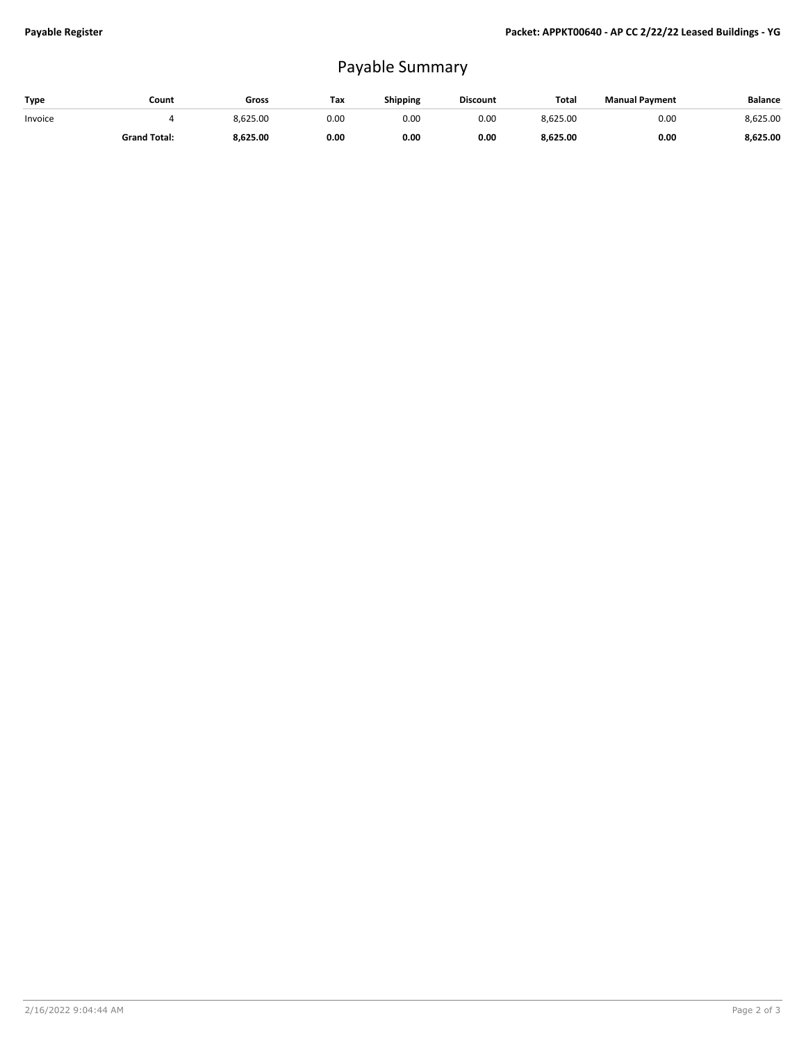# Payable Summary

| Type | Count | Gross | Tax | Shipping | Discount | Total | Manual Payment | Balance |
|---|---|---|---|---|---|---|---|---|
| Invoice | 4 | 8,625.00 | 0.00 | 0.00 | 0.00 | 8,625.00 | 0.00 | 8,625.00 |
| | **Grand Total:** | **8,625.00** | **0.00** | **0.00** | **0.00** | **8,625.00** | **0.00** | **8,625.00** |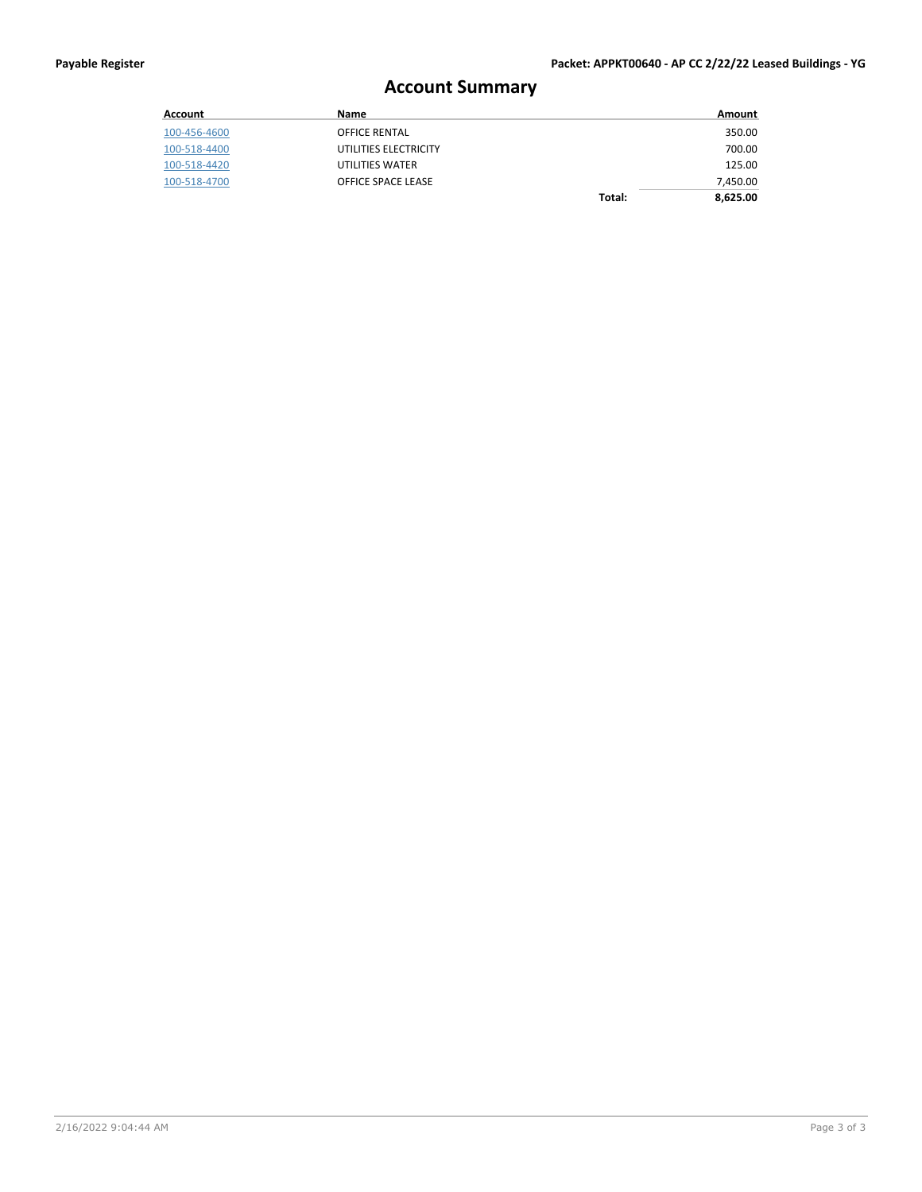# Account Summary

| Account | Name | | Amount |
|---|---|---|---|
| 100-456-4600 | OFFICE RENTAL | | 350.00 |
| 100-518-4400 | UTILITIES ELECTRICITY | | 700.00 |
| 100-518-4420 | UTILITIES WATER | | 125.00 |
| 100-518-4700 | OFFICE SPACE LEASE | | 7,450.00 |
| | | **Total:** | **8,625.00** |